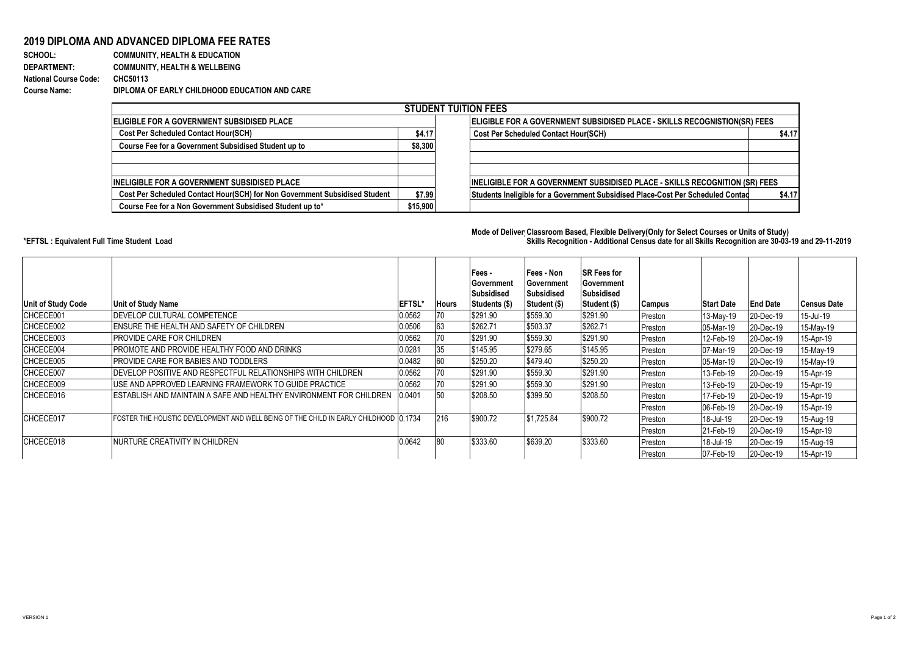## 2019 DIPLOMA AND ADVANCED DIPLOMA FEE RATES

**SCHOOL:** COMMUNITY, HEALTH & EDUCATION
**DEPARTMENT:** COMMUNITY, HEALTH & WELLBEING
**National Course Code:** CHC50113
**Course Name:** DIPLOMA OF EARLY CHILDHOOD EDUCATION AND CARE

| STUDENT TUITION FEES | | | |
|---|---|---|---|
| **ELIGIBLE FOR A GOVERNMENT SUBSIDISED PLACE** | | **ELIGIBLE FOR A GOVERNMENT SUBSIDISED PLACE - SKILLS RECOGNISTION(SR) FEES** | |
| Cost Per Scheduled Contact Hour(SCH) | $4.17 | Cost Per Scheduled Contact Hour(SCH) | $4.17 |
| Course Fee for a Government Subsidised Student up to | $8,300 | | |
| | | | |
| | | | |
| **INELIGIBLE FOR A GOVERNMENT SUBSIDISED PLACE** | | **INELIGIBLE FOR A GOVERNMENT SUBSIDISED PLACE - SKILLS RECOGNITION (SR) FEES** | |
| Cost Per Scheduled Contact Hour(SCH) for Non Government Subsidised Student | $7.99 | Students Ineligible for a Government Subsidised Place-Cost Per Scheduled Contac | $4.17 |
| Course Fee for a Non Government Subsidised Student up to* | $15,900 | | |

Mode of Deliver: Classroom Based, Flexible Delivery(Only for Select Courses or Units of Study)

*EFTSL : Equivalent Full Time Student Load

Skills Recognition - Additional Census date for all Skills Recognition are 30-03-19 and 29-11-2019

| Unit of Study Code | Unit of Study Name | EFTSL* | Hours | Fees - Government Subsidised Students ($) | Fees - Non Government Subsidised Student ($) | SR Fees for Government Subsidised Student ($) | Campus | Start Date | End Date | Census Date |
|---|---|---|---|---|---|---|---|---|---|---|
| CHCECE001 | DEVELOP CULTURAL COMPETENCE | 0.0562 | 70 | $291.90 | $559.30 | $291.90 | Preston | 13-May-19 | 20-Dec-19 | 15-Jul-19 |
| CHCECE002 | ENSURE THE HEALTH AND SAFETY OF CHILDREN | 0.0506 | 63 | $262.71 | $503.37 | $262.71 | Preston | 05-Mar-19 | 20-Dec-19 | 15-May-19 |
| CHCECE003 | PROVIDE CARE FOR CHILDREN | 0.0562 | 70 | $291.90 | $559.30 | $291.90 | Preston | 12-Feb-19 | 20-Dec-19 | 15-Apr-19 |
| CHCECE004 | PROMOTE AND PROVIDE HEALTHY FOOD AND DRINKS | 0.0281 | 35 | $145.95 | $279.65 | $145.95 | Preston | 07-Mar-19 | 20-Dec-19 | 15-May-19 |
| CHCECE005 | PROVIDE CARE FOR BABIES AND TODDLERS | 0.0482 | 60 | $250.20 | $479.40 | $250.20 | Preston | 05-Mar-19 | 20-Dec-19 | 15-May-19 |
| CHCECE007 | DEVELOP POSITIVE AND RESPECTFUL RELATIONSHIPS WITH CHILDREN | 0.0562 | 70 | $291.90 | $559.30 | $291.90 | Preston | 13-Feb-19 | 20-Dec-19 | 15-Apr-19 |
| CHCECE009 | USE AND APPROVED LEARNING FRAMEWORK TO GUIDE PRACTICE | 0.0562 | 70 | $291.90 | $559.30 | $291.90 | Preston | 13-Feb-19 | 20-Dec-19 | 15-Apr-19 |
| CHCECE016 | ESTABLISH AND MAINTAIN A SAFE AND HEALTHY ENVIRONMENT FOR CHILDREN | 0.0401 | 50 | $208.50 | $399.50 | $208.50 | Preston | 17-Feb-19 | 20-Dec-19 | 15-Apr-19 |
| | | | | | | | Preston | 06-Feb-19 | 20-Dec-19 | 15-Apr-19 |
| CHCECE017 | FOSTER THE HOLISTIC DEVELOPMENT AND WELL BEING OF THE CHILD IN EARLY CHILDHOOD | 0.1734 | 216 | $900.72 | $1,725.84 | $900.72 | Preston | 18-Jul-19 | 20-Dec-19 | 15-Aug-19 |
| | | | | | | | Preston | 21-Feb-19 | 20-Dec-19 | 15-Apr-19 |
| CHCECE018 | NURTURE CREATIVITY IN CHILDREN | 0.0642 | 80 | $333.60 | $639.20 | $333.60 | Preston | 18-Jul-19 | 20-Dec-19 | 15-Aug-19 |
| | | | | | | | Preston | 07-Feb-19 | 20-Dec-19 | 15-Apr-19 |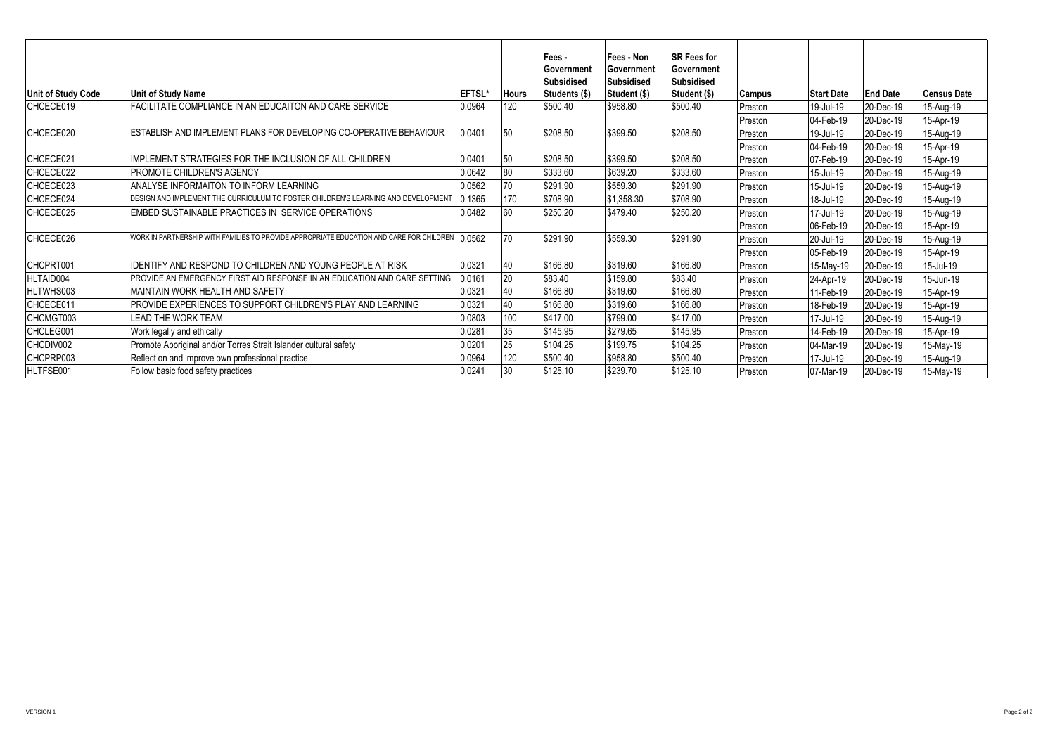| Unit of Study Code | Unit of Study Name | EFTSL* | Hours | Fees - Government Subsidised Students ($) | Fees - Non Government Subsidised Student ($) | SR Fees for Government Subsidised Student ($) | Campus | Start Date | End Date | Census Date |
|---|---|---|---|---|---|---|---|---|---|---|
| CHCECE019 | FACILITATE COMPLIANCE IN AN EDUCAITON AND CARE SERVICE | 0.0964 | 120 | $500.40 | $958.80 | $500.40 | Preston | 19-Jul-19 | 20-Dec-19 | 15-Aug-19 |
| | | | | | | | Preston | 04-Feb-19 | 20-Dec-19 | 15-Apr-19 |
| CHCECE020 | ESTABLISH AND IMPLEMENT PLANS FOR DEVELOPING CO-OPERATIVE BEHAVIOUR | 0.0401 | 50 | $208.50 | $399.50 | $208.50 | Preston | 19-Jul-19 | 20-Dec-19 | 15-Aug-19 |
| | | | | | | | Preston | 04-Feb-19 | 20-Dec-19 | 15-Apr-19 |
| CHCECE021 | IMPLEMENT STRATEGIES FOR THE INCLUSION OF ALL CHILDREN | 0.0401 | 50 | $208.50 | $399.50 | $208.50 | Preston | 07-Feb-19 | 20-Dec-19 | 15-Apr-19 |
| CHCECE022 | PROMOTE CHILDREN'S AGENCY | 0.0642 | 80 | $333.60 | $639.20 | $333.60 | Preston | 15-Jul-19 | 20-Dec-19 | 15-Aug-19 |
| CHCECE023 | ANALYSE INFORMAITON TO INFORM LEARNING | 0.0562 | 70 | $291.90 | $559.30 | $291.90 | Preston | 15-Jul-19 | 20-Dec-19 | 15-Aug-19 |
| CHCECE024 | DESIGN AND IMPLEMENT THE CURRICULUM TO FOSTER CHILDREN'S LEARNING AND DEVELOPMENT | 0.1365 | 170 | $708.90 | $1,358.30 | $708.90 | Preston | 18-Jul-19 | 20-Dec-19 | 15-Aug-19 |
| CHCECE025 | EMBED SUSTAINABLE PRACTICES IN SERVICE OPERATIONS | 0.0482 | 60 | $250.20 | $479.40 | $250.20 | Preston | 17-Jul-19 | 20-Dec-19 | 15-Aug-19 |
| | | | | | | | Preston | 06-Feb-19 | 20-Dec-19 | 15-Apr-19 |
| CHCECE026 | WORK IN PARTNERSHIP WITH FAMILIES TO PROVIDE APPROPRIATE EDUCATION AND CARE FOR CHILDREN | 0.0562 | 70 | $291.90 | $559.30 | $291.90 | Preston | 20-Jul-19 | 20-Dec-19 | 15-Aug-19 |
| | | | | | | | Preston | 05-Feb-19 | 20-Dec-19 | 15-Apr-19 |
| CHCPRT001 | IDENTIFY AND RESPOND TO CHILDREN AND YOUNG PEOPLE AT RISK | 0.0321 | 40 | $166.80 | $319.60 | $166.80 | Preston | 15-May-19 | 20-Dec-19 | 15-Jul-19 |
| HLTAID004 | PROVIDE AN EMERGENCY FIRST AID RESPONSE IN AN EDUCATION AND CARE SETTING | 0.0161 | 20 | $83.40 | $159.80 | $83.40 | Preston | 24-Apr-19 | 20-Dec-19 | 15-Jun-19 |
| HLTWHS003 | MAINTAIN WORK HEALTH AND SAFETY | 0.0321 | 40 | $166.80 | $319.60 | $166.80 | Preston | 11-Feb-19 | 20-Dec-19 | 15-Apr-19 |
| CHCECE011 | PROVIDE EXPERIENCES TO SUPPORT CHILDREN'S PLAY AND LEARNING | 0.0321 | 40 | $166.80 | $319.60 | $166.80 | Preston | 18-Feb-19 | 20-Dec-19 | 15-Apr-19 |
| CHCMGT003 | LEAD THE WORK TEAM | 0.0803 | 100 | $417.00 | $799.00 | $417.00 | Preston | 17-Jul-19 | 20-Dec-19 | 15-Aug-19 |
| CHCLEG001 | Work legally and ethically | 0.0281 | 35 | $145.95 | $279.65 | $145.95 | Preston | 14-Feb-19 | 20-Dec-19 | 15-Apr-19 |
| CHCDIV002 | Promote Aboriginal and/or Torres Strait Islander cultural safety | 0.0201 | 25 | $104.25 | $199.75 | $104.25 | Preston | 04-Mar-19 | 20-Dec-19 | 15-May-19 |
| CHCPRP003 | Reflect on and improve own professional practice | 0.0964 | 120 | $500.40 | $958.80 | $500.40 | Preston | 17-Jul-19 | 20-Dec-19 | 15-Aug-19 |
| HLTFSE001 | Follow basic food safety practices | 0.0241 | 30 | $125.10 | $239.70 | $125.10 | Preston | 07-Mar-19 | 20-Dec-19 | 15-May-19 |

VERSION 1